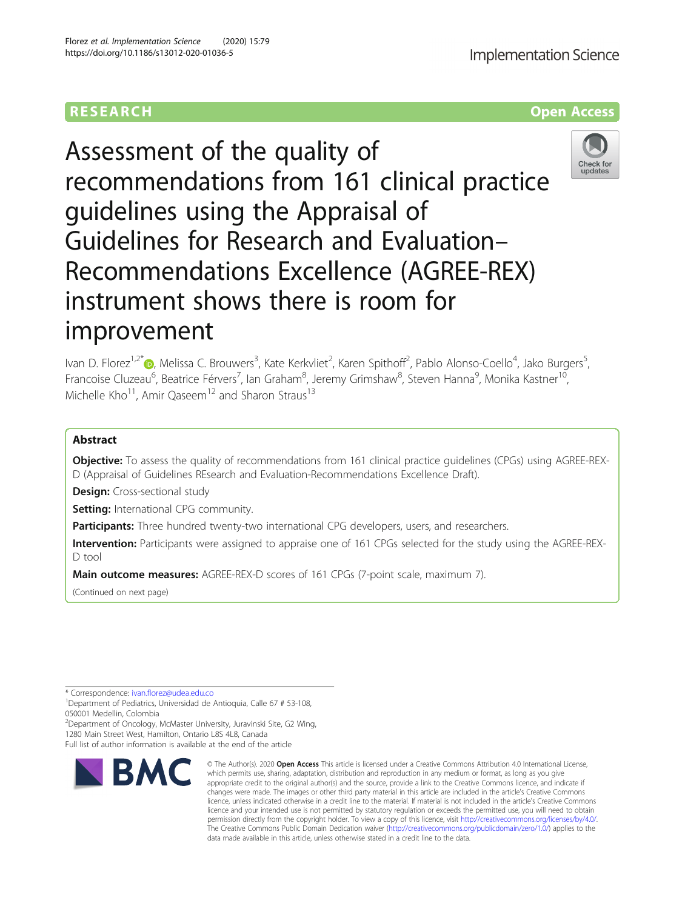RESEARCH

Open Access

# Assessment of the quality of recommendations from 161 clinical practice guidelines using the Appraisal of Guidelines for Research and Evaluation–Recommendations Excellence (AGREE-REX) instrument shows there is room for improvement

Ivan D. Florez[1,2*], Melissa C. Brouwers[3], Kate Kerkvliet[2], Karen Spithoff[2], Pablo Alonso-Coello[4], Jako Burgers[5], Francoise Cluzeau[6], Beatrice Férvers[7], Ian Graham[8], Jeremy Grimshaw[8], Steven Hanna[9], Monika Kastner[10], Michelle Kho[11], Amir Qaseem[12] and Sharon Straus[13]

## Abstract

**Objective:** To assess the quality of recommendations from 161 clinical practice guidelines (CPGs) using AGREE-REX-D (Appraisal of Guidelines REsearch and Evaluation-Recommendations Excellence Draft).

**Design:** Cross-sectional study

**Setting:** International CPG community.

**Participants:** Three hundred twenty-two international CPG developers, users, and researchers.

**Intervention:** Participants were assigned to appraise one of 161 CPGs selected for the study using the AGREE-REX-D tool

**Main outcome measures:** AGREE-REX-D scores of 161 CPGs (7-point scale, maximum 7).

(Continued on next page)

* Correspondence: ivan.florez@udea.edu.co
[1]Department of Pediatrics, Universidad de Antioquia, Calle 67 # 53-108, 050001 Medellin, Colombia
[2]Department of Oncology, McMaster University, Juravinski Site, G2 Wing, 1280 Main Street West, Hamilton, Ontario L8S 4L8, Canada
Full list of author information is available at the end of the article

© The Author(s). 2020 **Open Access** This article is licensed under a Creative Commons Attribution 4.0 International License, which permits use, sharing, adaptation, distribution and reproduction in any medium or format, as long as you give appropriate credit to the original author(s) and the source, provide a link to the Creative Commons licence, and indicate if changes were made. The images or other third party material in this article are included in the article's Creative Commons licence, unless indicated otherwise in a credit line to the material. If material is not included in the article's Creative Commons licence and your intended use is not permitted by statutory regulation or exceeds the permitted use, you will need to obtain permission directly from the copyright holder. To view a copy of this licence, visit http://creativecommons.org/licenses/by/4.0/. The Creative Commons Public Domain Dedication waiver (http://creativecommons.org/publicdomain/zero/1.0/) applies to the data made available in this article, unless otherwise stated in a credit line to the data.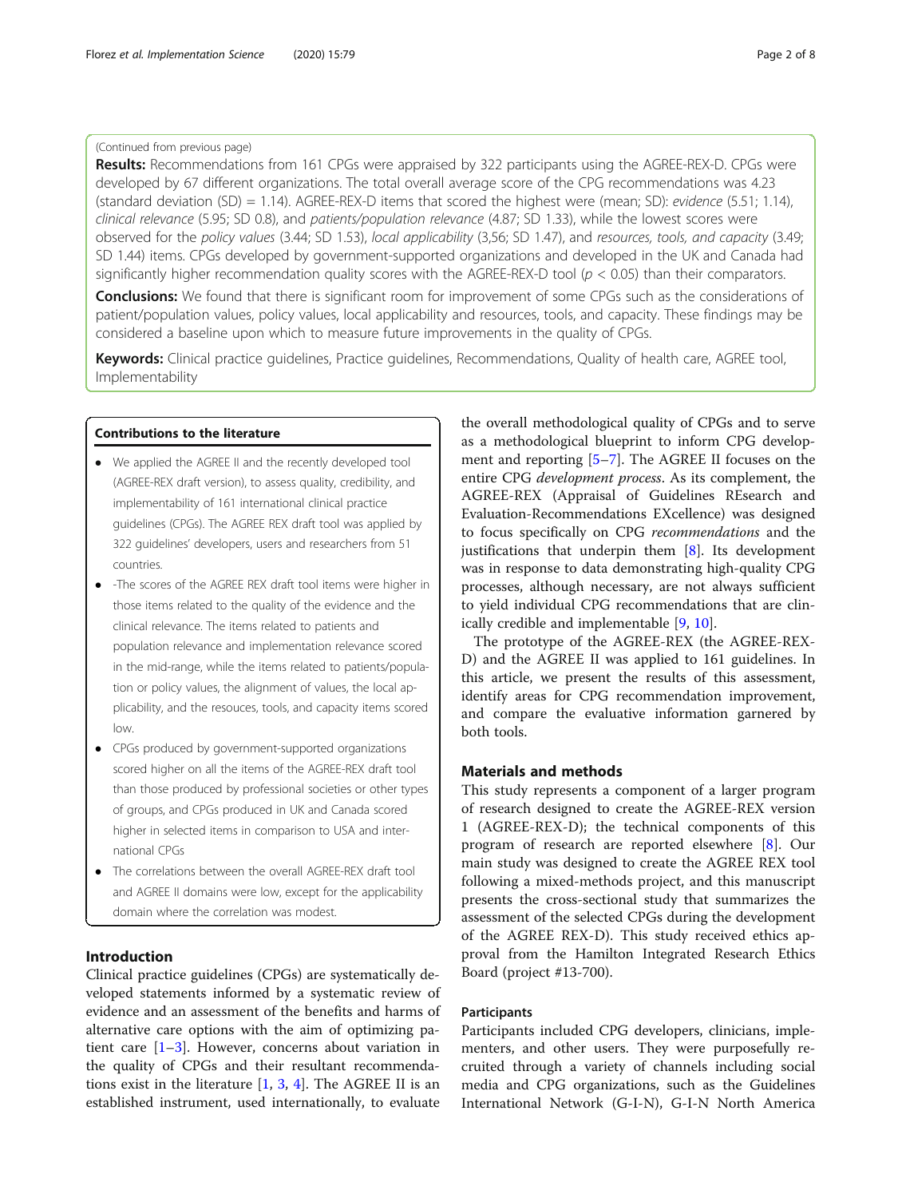(Continued from previous page)

**Results:** Recommendations from 161 CPGs were appraised by 322 participants using the AGREE-REX-D. CPGs were developed by 67 different organizations. The total overall average score of the CPG recommendations was 4.23 (standard deviation (SD) = 1.14). AGREE-REX-D items that scored the highest were (mean; SD): *evidence* (5.51; 1.14), *clinical relevance* (5.95; SD 0.8), and *patients/population relevance* (4.87; SD 1.33), while the lowest scores were observed for the *policy values* (3.44; SD 1.53), *local applicability* (3,56; SD 1.47), and *resources, tools, and capacity* (3.49; SD 1.44) items. CPGs developed by government-supported organizations and developed in the UK and Canada had significantly higher recommendation quality scores with the AGREE-REX-D tool ($p < 0.05$) than their comparators.

**Conclusions:** We found that there is significant room for improvement of some CPGs such as the considerations of patient/population values, policy values, local applicability and resources, tools, and capacity. These findings may be considered a baseline upon which to measure future improvements in the quality of CPGs.

**Keywords:** Clinical practice guidelines, Practice guidelines, Recommendations, Quality of health care, AGREE tool, Implementability

**Contributions to the literature**

- We applied the AGREE II and the recently developed tool (AGREE-REX draft version), to assess quality, credibility, and implementability of 161 international clinical practice guidelines (CPGs). The AGREE REX draft tool was applied by 322 guidelines' developers, users and researchers from 51 countries.
- -The scores of the AGREE REX draft tool items were higher in those items related to the quality of the evidence and the clinical relevance. The items related to patients and population relevance and implementation relevance scored in the mid-range, while the items related to patients/population or policy values, the alignment of values, the local applicability, and the resouces, tools, and capacity items scored low.
- CPGs produced by government-supported organizations scored higher on all the items of the AGREE-REX draft tool than those produced by professional societies or other types of groups, and CPGs produced in UK and Canada scored higher in selected items in comparison to USA and international CPGs
- The correlations between the overall AGREE-REX draft tool and AGREE II domains were low, except for the applicability domain where the correlation was modest.

## Introduction

Clinical practice guidelines (CPGs) are systematically developed statements informed by a systematic review of evidence and an assessment of the benefits and harms of alternative care options with the aim of optimizing patient care [1–3]. However, concerns about variation in the quality of CPGs and their resultant recommendations exist in the literature [1, 3, 4]. The AGREE II is an established instrument, used internationally, to evaluate the overall methodological quality of CPGs and to serve as a methodological blueprint to inform CPG development and reporting [5–7]. The AGREE II focuses on the entire CPG *development process*. As its complement, the AGREE-REX (Appraisal of Guidelines REsearch and Evaluation-Recommendations EXcellence) was designed to focus specifically on CPG *recommendations* and the justifications that underpin them [8]. Its development was in response to data demonstrating high-quality CPG processes, although necessary, are not always sufficient to yield individual CPG recommendations that are clinically credible and implementable [9, 10].

The prototype of the AGREE-REX (the AGREE-REX-D) and the AGREE II was applied to 161 guidelines. In this article, we present the results of this assessment, identify areas for CPG recommendation improvement, and compare the evaluative information garnered by both tools.

## Materials and methods

This study represents a component of a larger program of research designed to create the AGREE-REX version 1 (AGREE-REX-D); the technical components of this program of research are reported elsewhere [8]. Our main study was designed to create the AGREE REX tool following a mixed-methods project, and this manuscript presents the cross-sectional study that summarizes the assessment of the selected CPGs during the development of the AGREE REX-D). This study received ethics approval from the Hamilton Integrated Research Ethics Board (project #13-700).

### Participants

Participants included CPG developers, clinicians, implementers, and other users. They were purposefully recruited through a variety of channels including social media and CPG organizations, such as the Guidelines International Network (G-I-N), G-I-N North America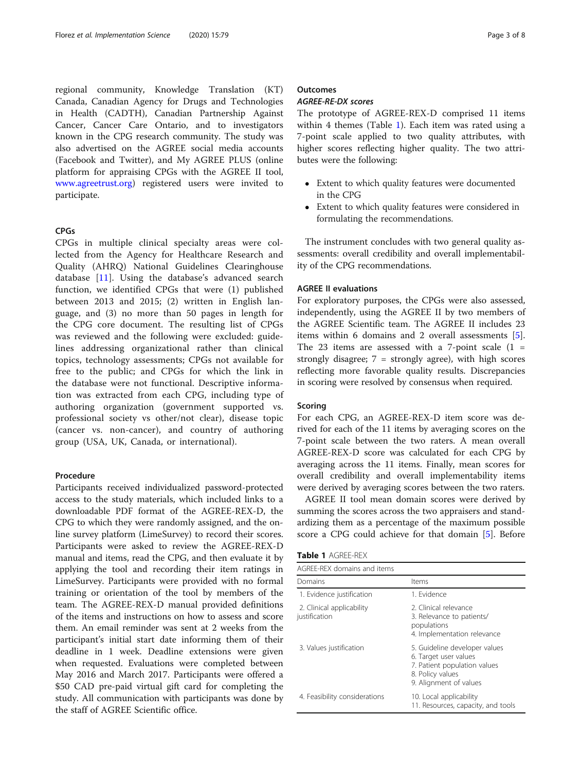regional community, Knowledge Translation (KT) Canada, Canadian Agency for Drugs and Technologies in Health (CADTH), Canadian Partnership Against Cancer, Cancer Care Ontario, and to investigators known in the CPG research community. The study was also advertised on the AGREE social media accounts (Facebook and Twitter), and My AGREE PLUS (online platform for appraising CPGs with the AGREE II tool, www.agreetrust.org) registered users were invited to participate.

### CPGs

CPGs in multiple clinical specialty areas were collected from the Agency for Healthcare Research and Quality (AHRQ) National Guidelines Clearinghouse database [11]. Using the database's advanced search function, we identified CPGs that were (1) published between 2013 and 2015; (2) written in English language, and (3) no more than 50 pages in length for the CPG core document. The resulting list of CPGs was reviewed and the following were excluded: guidelines addressing organizational rather than clinical topics, technology assessments; CPGs not available for free to the public; and CPGs for which the link in the database were not functional. Descriptive information was extracted from each CPG, including type of authoring organization (government supported vs. professional society vs other/not clear), disease topic (cancer vs. non-cancer), and country of authoring group (USA, UK, Canada, or international).

### Procedure

Participants received individualized password-protected access to the study materials, which included links to a downloadable PDF format of the AGREE-REX-D, the CPG to which they were randomly assigned, and the online survey platform (LimeSurvey) to record their scores. Participants were asked to review the AGREE-REX-D manual and items, read the CPG, and then evaluate it by applying the tool and recording their item ratings in LimeSurvey. Participants were provided with no formal training or orientation of the tool by members of the team. The AGREE-REX-D manual provided definitions of the items and instructions on how to assess and score them. An email reminder was sent at 2 weeks from the participant's initial start date informing them of their deadline in 1 week. Deadline extensions were given when requested. Evaluations were completed between May 2016 and March 2017. Participants were offered a \$50 CAD pre-paid virtual gift card for completing the study. All communication with participants was done by the staff of AGREE Scientific office.

### Outcomes

#### *AGREE-RE-DX scores*

The prototype of AGREE-REX-D comprised 11 items within 4 themes (Table 1). Each item was rated using a 7-point scale applied to two quality attributes, with higher scores reflecting higher quality. The two attributes were the following:

- Extent to which quality features were documented in the CPG
- Extent to which quality features were considered in formulating the recommendations.

The instrument concludes with two general quality assessments: overall credibility and overall implementability of the CPG recommendations.

### AGREE II evaluations

For exploratory purposes, the CPGs were also assessed, independently, using the AGREE II by two members of the AGREE Scientific team. The AGREE II includes 23 items within 6 domains and 2 overall assessments [5]. The 23 items are assessed with a 7-point scale (1 = strongly disagree; 7 = strongly agree), with high scores reflecting more favorable quality results. Discrepancies in scoring were resolved by consensus when required.

### Scoring

For each CPG, an AGREE-REX-D item score was derived for each of the 11 items by averaging scores on the 7-point scale between the two raters. A mean overall AGREE-REX-D score was calculated for each CPG by averaging across the 11 items. Finally, mean scores for overall credibility and overall implementability items were derived by averaging scores between the two raters.

AGREE II tool mean domain scores were derived by summing the scores across the two appraisers and standardizing them as a percentage of the maximum possible score a CPG could achieve for that domain [5]. Before

**Table 1** AGREE-REX

| AGREE-REX domains and items | |
|---|---|
| Domains | Items |
| 1. Evidence justification | 1. Evidence |
| 2. Clinical applicability justification | 2. Clinical relevance<br>3. Relevance to patients/ populations<br>4. Implementation relevance |
| 3. Values justification | 5. Guideline developer values<br>6. Target user values<br>7. Patient population values<br>8. Policy values<br>9. Alignment of values |
| 4. Feasibility considerations | 10. Local applicability<br>11. Resources, capacity, and tools |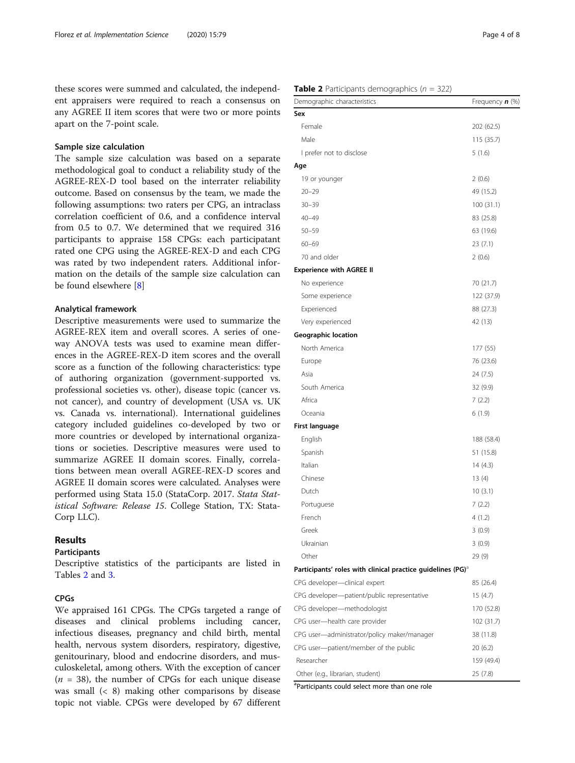these scores were summed and calculated, the independent appraisers were required to reach a consensus on any AGREE II item scores that were two or more points apart on the 7-point scale.

### Sample size calculation

The sample size calculation was based on a separate methodological goal to conduct a reliability study of the AGREE-REX-D tool based on the interrater reliability outcome. Based on consensus by the team, we made the following assumptions: two raters per CPG, an intraclass correlation coefficient of 0.6, and a confidence interval from 0.5 to 0.7. We determined that we required 316 participants to appraise 158 CPGs: each participatant rated one CPG using the AGREE-REX-D and each CPG was rated by two independent raters. Additional information on the details of the sample size calculation can be found elsewhere [8]

### Analytical framework

Descriptive measurements were used to summarize the AGREE-REX item and overall scores. A series of one-way ANOVA tests was used to examine mean differences in the AGREE-REX-D item scores and the overall score as a function of the following characteristics: type of authoring organization (government-supported vs. professional societies vs. other), disease topic (cancer vs. not cancer), and country of development (USA vs. UK vs. Canada vs. international). International guidelines category included guidelines co-developed by two or more countries or developed by international organizations or societies. Descriptive measures were used to summarize AGREE II domain scores. Finally, correlations between mean overall AGREE-REX-D scores and AGREE II domain scores were calculated. Analyses were performed using Stata 15.0 (StataCorp. 2017. *Stata Statistical Software: Release 15*. College Station, TX: StataCorp LLC).

## Results

### Participants

Descriptive statistics of the participants are listed in Tables 2 and 3.

### CPGs

We appraised 161 CPGs. The CPGs targeted a range of diseases and clinical problems including cancer, infectious diseases, pregnancy and child birth, mental health, nervous system disorders, respiratory, digestive, genitourinary, blood and endocrine disorders, and musculoskeletal, among others. With the exception of cancer ($n$ = 38), the number of CPGs for each unique disease was small (< 8) making other comparisons by disease topic not viable. CPGs were developed by 67 different

**Table 2** Participants demographics ($n$ = 322)

| Demographic characteristics | Frequency ***n*** (%) |
|---|---|
| **Sex** | |
| Female | 202 (62.5) |
| Male | 115 (35.7) |
| I prefer not to disclose | 5 (1.6) |
| **Age** | |
| 19 or younger | 2 (0.6) |
| 20–29 | 49 (15.2) |
| 30–39 | 100 (31.1) |
| 40–49 | 83 (25.8) |
| 50–59 | 63 (19.6) |
| 60–69 | 23 (7.1) |
| 70 and older | 2 (0.6) |
| **Experience with AGREE II** | |
| No experience | 70 (21.7) |
| Some experience | 122 (37.9) |
| Experienced | 88 (27.3) |
| Very experienced | 42 (13) |
| **Geographic location** | |
| North America | 177 (55) |
| Europe | 76 (23.6) |
| Asia | 24 (7.5) |
| South America | 32 (9.9) |
| Africa | 7 (2.2) |
| Oceania | 6 (1.9) |
| **First language** | |
| English | 188 (58.4) |
| Spanish | 51 (15.8) |
| Italian | 14 (4.3) |
| Chinese | 13 (4) |
| Dutch | 10 (3.1) |
| Portuguese | 7 (2.2) |
| French | 4 (1.2) |
| Greek | 3 (0.9) |
| Ukrainian | 3 (0.9) |
| Other | 29 (9) |
| **Participants' roles with clinical practice guidelines (PG)**[a] | |
| CPG developer—clinical expert | 85 (26.4) |
| CPG developer—patient/public representative | 15 (4.7) |
| CPG developer—methodologist | 170 (52.8) |
| CPG user—health care provider | 102 (31.7) |
| CPG user—administrator/policy maker/manager | 38 (11.8) |
| CPG user—patient/member of the public | 20 (6.2) |
| Researcher | 159 (49.4) |
| Other (e.g., librarian, student) | 25 (7.8) |

[a]Participants could select more than one role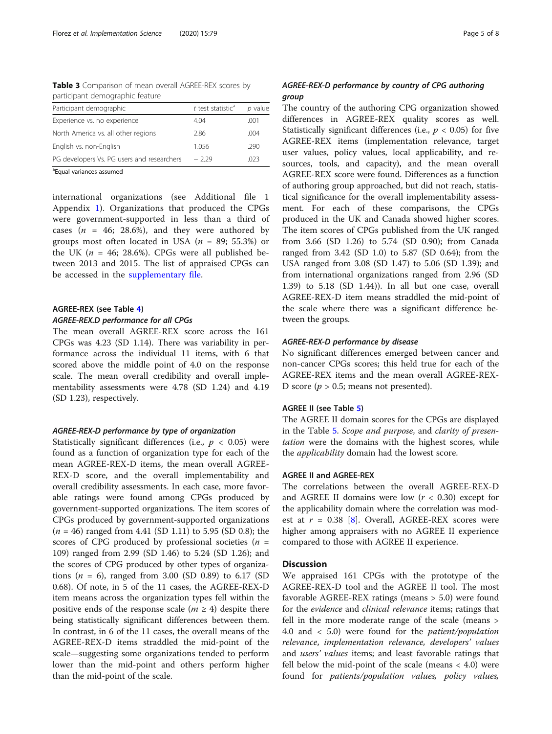Table 3 Comparison of mean overall AGREE-REX scores by participant demographic feature

| Participant demographic | t test statistic[a] | p value |
|---|---|---|
| Experience vs. no experience | 4.04 | .001 |
| North America vs. all other regions | 2.86 | .004 |
| English vs. non-English | 1.056 | .290 |
| PG developers Vs. PG users and researchers | − 2.29 | .023 |

[a]Equal variances assumed

international organizations (see Additional file 1 Appendix 1). Organizations that produced the CPGs were government-supported in less than a third of cases ($n$ = 46; 28.6%), and they were authored by groups most often located in USA ($n$ = 89; 55.3%) or the UK ($n$ = 46; 28.6%). CPGs were all published between 2013 and 2015. The list of appraised CPGs can be accessed in the supplementary file.

### AGREE-REX (see Table 4)

#### AGREE-REX.D performance for all CPGs

The mean overall AGREE-REX score across the 161 CPGs was 4.23 (SD 1.14). There was variability in performance across the individual 11 items, with 6 that scored above the middle point of 4.0 on the response scale. The mean overall credibility and overall implementability assessments were 4.78 (SD 1.24) and 4.19 (SD 1.23), respectively.

#### AGREE-REX-D performance by type of organization

Statistically significant differences (i.e., $p < 0.05$) were found as a function of organization type for each of the mean AGREE-REX-D items, the mean overall AGREE-REX-D score, and the overall implementability and overall credibility assessments. In each case, more favorable ratings were found among CPGs produced by government-supported organizations. The item scores of CPGs produced by government-supported organizations ($n$ = 46) ranged from 4.41 (SD 1.11) to 5.95 (SD 0.8); the scores of CPG produced by professional societies ($n$ = 109) ranged from 2.99 (SD 1.46) to 5.24 (SD 1.26); and the scores of CPG produced by other types of organizations ($n$ = 6), ranged from 3.00 (SD 0.89) to 6.17 (SD 0.68). Of note, in 5 of the 11 cases, the AGREE-REX-D item means across the organization types fell within the positive ends of the response scale ($m \geq 4$) despite there being statistically significant differences between them. In contrast, in 6 of the 11 cases, the overall means of the AGREE-REX-D items straddled the mid-point of the scale—suggesting some organizations tended to perform lower than the mid-point and others perform higher than the mid-point of the scale.

#### AGREE-REX-D performance by country of CPG authoring group

The country of the authoring CPG organization showed differences in AGREE-REX quality scores as well. Statistically significant differences (i.e., $p < 0.05$) for five AGREE-REX items (implementation relevance, target user values, policy values, local applicability, and resources, tools, and capacity), and the mean overall AGREE-REX score were found. Differences as a function of authoring group approached, but did not reach, statistical significance for the overall implementability assessment. For each of these comparisons, the CPGs produced in the UK and Canada showed higher scores. The item scores of CPGs published from the UK ranged from 3.66 (SD 1.26) to 5.74 (SD 0.90); from Canada ranged from 3.42 (SD 1.0) to 5.87 (SD 0.64); from the USA ranged from 3.08 (SD 1.47) to 5.06 (SD 1.39); and from international organizations ranged from 2.96 (SD 1.39) to 5.18 (SD 1.44)). In all but one case, overall AGREE-REX-D item means straddled the mid-point of the scale where there was a significant difference between the groups.

#### AGREE-REX-D performance by disease

No significant differences emerged between cancer and non-cancer CPGs scores; this held true for each of the AGREE-REX items and the mean overall AGREE-REX-D score ($p > 0.5$; means not presented).

### AGREE II (see Table 5)

The AGREE II domain scores for the CPGs are displayed in the Table 5. *Scope and purpose*, and *clarity of presentation* were the domains with the highest scores, while the *applicability* domain had the lowest score.

### AGREE II and AGREE-REX

The correlations between the overall AGREE-REX-D and AGREE II domains were low ($r < 0.30$) except for the applicability domain where the correlation was modest at $r$ = 0.38 [8]. Overall, AGREE-REX scores were higher among appraisers with no AGREE II experience compared to those with AGREE II experience.

## Discussion

We appraised 161 CPGs with the prototype of the AGREE-REX-D tool and the AGREE II tool. The most favorable AGREE-REX ratings (means > 5.0) were found for the *evidence* and *clinical relevance* items; ratings that fell in the more moderate range of the scale (means > 4.0 and < 5.0) were found for the *patient/population relevance*, *implementation relevance*, *developers' values* and *users' values* items; and least favorable ratings that fell below the mid-point of the scale (means < 4.0) were found for *patients/population values, policy values,*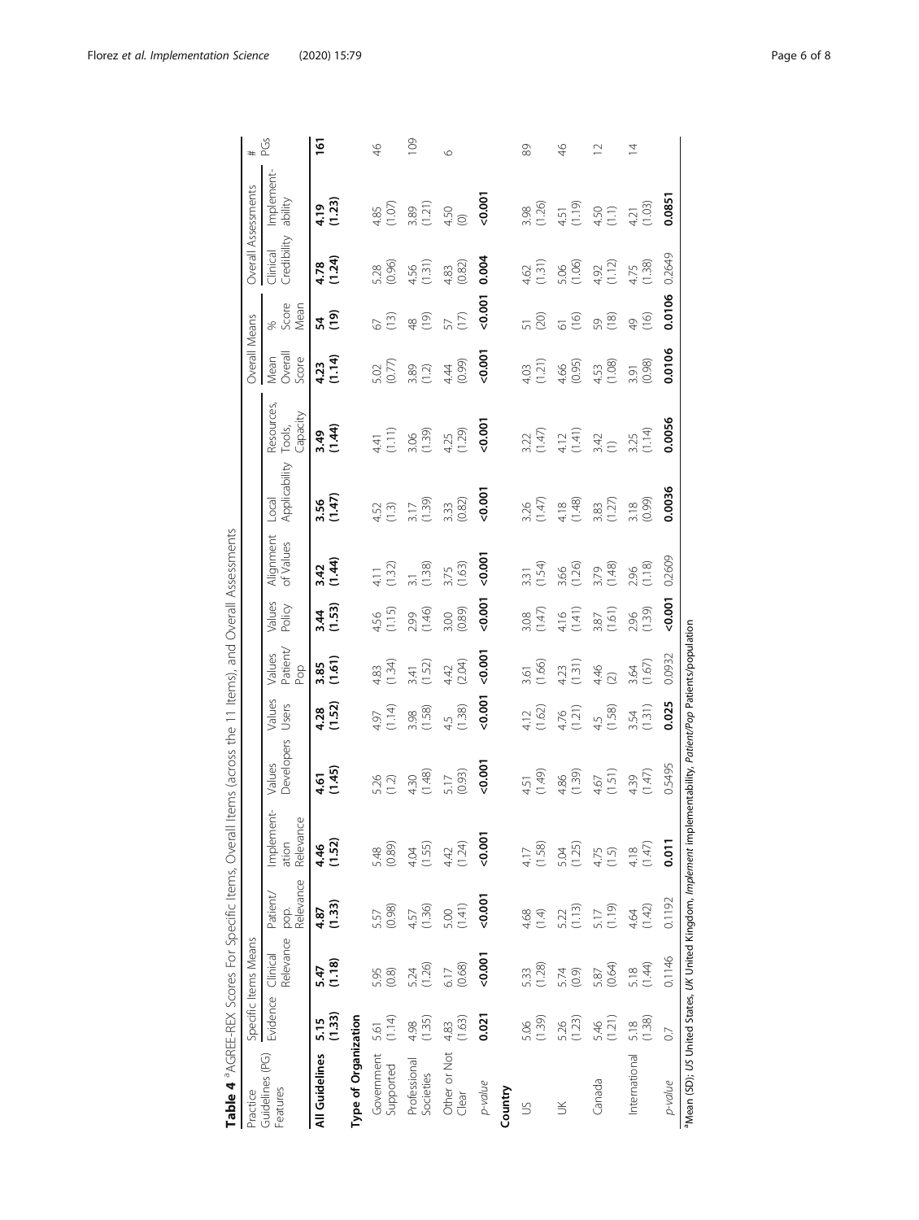**Table 4** [a]AGREE-REX Scores For Specific Items, Overall Items (across the 11 Items), and Overall Assessments

| Practice Guidelines (PG) Features | Specific Items Means | | | | | | | | | | | Overall Means | | Overall Assessments | | # PGs |
|---|---|---|---|---|---|---|---|---|---|---|---|---|---|---|---|---|
| | Evidence | Clinical Relevance | Patient/pop. Relevance | Implement-ation Relevance | Values Developers | Values Users | Values Patient/Pop | Values Policy | Alignment of Values | Local Applicability | Resources, Tools, Capacity | Mean Overall Score | % Score Mean | Clinical Credibility | Implement-ability | |
| **All Guidelines** | **5.15 (1.33)** | **5.47 (1.18)** | **4.87 (1.33)** | **4.46 (1.52)** | **4.61 (1.45)** | **4.28 (1.52)** | **3.85 (1.61)** | **3.44 (1.53)** | **3.42 (1.44)** | **3.56 (1.47)** | **3.49 (1.44)** | **4.23 (1.14)** | **54 (19)** | **4.78 (1.24)** | **4.19 (1.23)** | **161** |
| **Type of Organization** | | | | | | | | | | | | | | | | |
| Government Supported | 5.61 (1.14) | 5.95 (0.8) | 5.57 (0.98) | 5.48 (0.89) | 5.26 (1.2) | 4.97 (1.14) | 4.83 (1.34) | 4.56 (1.15) | 4.11 (1.32) | 4.52 (1.3) | 4.41 (1.11) | 5.02 (0.77) | 67 (13) | 5.28 (0.96) | 4.85 (1.07) | 46 |
| Professional Societies | 4.98 (1.35) | 5.24 (1.26) | 4.57 (1.36) | 4.04 (1.55) | 4.30 (1.48) | 3.98 (1.58) | 3.41 (1.52) | 2.99 (1.46) | 3.1 (1.38) | 3.17 (1.39) | 3.06 (1.39) | 3.89 (1.2) | 48 (19) | 4.56 (1.31) | 3.89 (1.21) | 109 |
| Other or Not Clear | 4.83 (1.63) | 6.17 (0.68) | 5.00 (1.41) | 4.42 (1.24) | 5.17 (0.93) | 4.5 (1.38) | 4.42 (2.04) | 3.00 (0.89) | 3.75 (1.63) | 3.33 (0.82) | 4.25 (1.29) | 4.44 (0.99) | 57 (17) | 4.83 (0.82) | 4.50 (0) | 6 |
| *p-value* | **0.021** | **<0.001** | **<0.001** | **<0.001** | **<0.001** | **<0.001** | **<0.001** | **<0.001** | **<0.001** | **<0.001** | **<0.001** | **<0.001** | **<0.001** | **0.004** | **<0.001** | |
| **Country** | | | | | | | | | | | | | | | | |
| US | 5.06 (1.39) | 5.33 (1.28) | 4.68 (1.4) | 4.17 (1.58) | 4.51 (1.49) | 4.12 (1.62) | 3.61 (1.66) | 3.08 (1.47) | 3.31 (1.54) | 3.26 (1.47) | 3.22 (1.47) | 4.03 (1.21) | 51 (20) | 4.62 (1.31) | 3.98 (1.26) | 89 |
| UK | 5.26 (1.23) | 5.74 (0.9) | 5.22 (1.13) | 5.04 (1.25) | 4.86 (1.39) | 4.76 (1.21) | 4.23 (1.31) | 4.16 (1.41) | 3.66 (1.26) | 4.18 (1.48) | 4.12 (1.41) | 4.66 (0.95) | 61 (16) | 5.06 (1.06) | 4.51 (1.19) | 46 |
| Canada | 5.46 (1.21) | 5.87 (0.64) | 5.17 (1.19) | 4.75 (1.5) | 4.67 (1.51) | 4.5 (1.58) | 4.46 (2) | 3.87 (1.61) | 3.79 (1.48) | 3.83 (1.27) | 3.42 (1) | 4.53 (1.08) | 59 (18) | 4.92 (1.12) | 4.50 (1.1) | 12 |
| International | 5.18 (1.38) | 5.18 (1.44) | 4.64 (1.42) | 4.18 (1.47) | 4.39 (1.47) | 3.54 (1.31) | 3.64 (1.67) | 2.96 (1.39) | 2.96 (1.18) | 3.18 (0.99) | 3.25 (1.14) | 3.91 (0.98) | 49 (16) | 4.75 (1.38) | 4.21 (1.03) | 14 |
| *p-value* | 0.7 | 0.1146 | 0.1192 | **0.011** | 0.5495 | **0.025** | 0.0932 | **<0.001** | 0.2609 | **0.0036** | **0.0056** | **0.0106** | **0.0106** | 0.2649 | **0.0851** | |

[a]Mean (SD); *US* United States, *UK* United Kingdom, *Implement* implementability, *Patient/Pop* Patients/population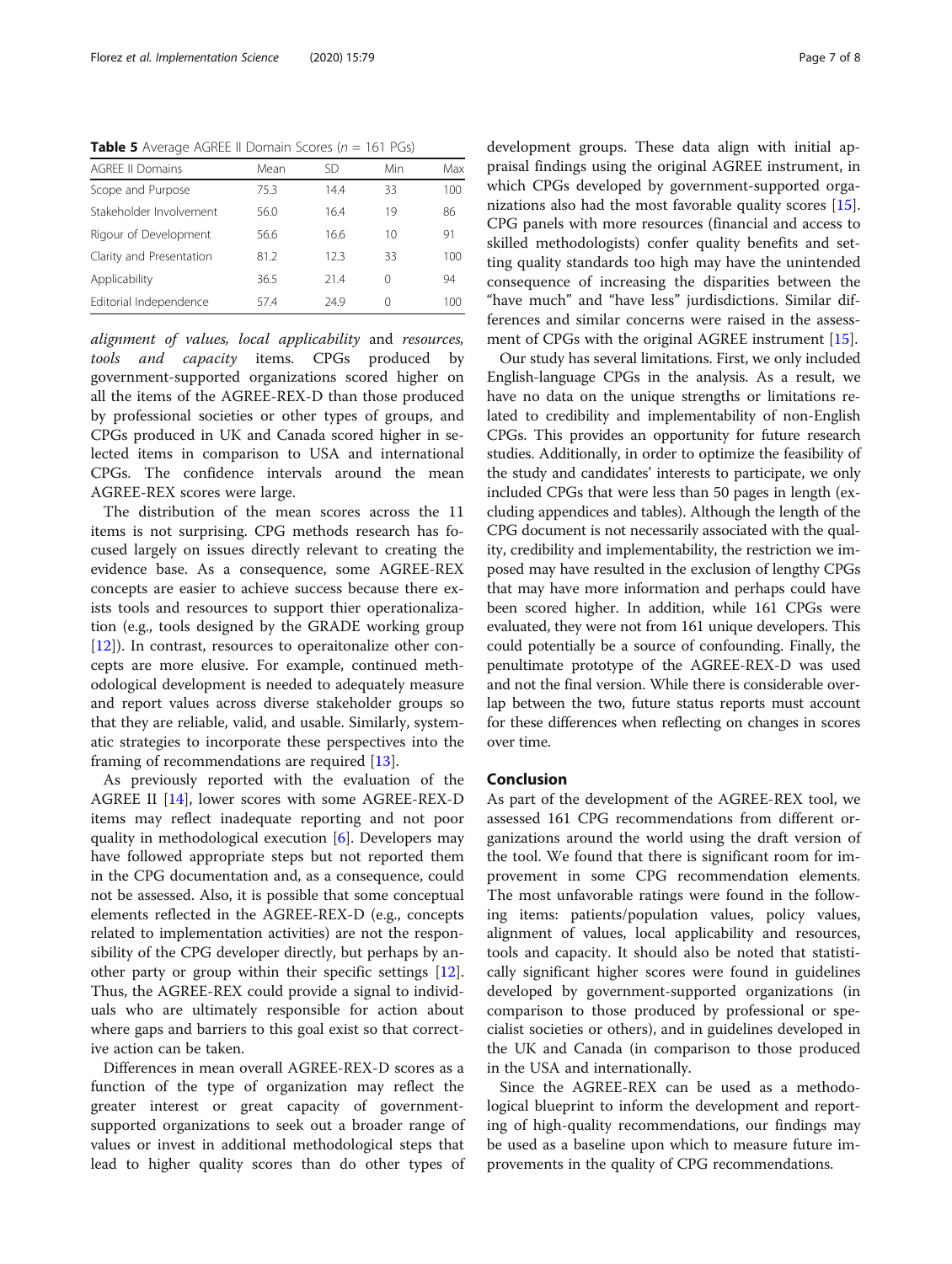**Table 5** Average AGREE II Domain Scores (*n* = 161 PGs)

| AGREE II Domains | Mean | SD | Min | Max |
|---|---|---|---|---|
| Scope and Purpose | 75.3 | 14.4 | 33 | 100 |
| Stakeholder Involvement | 56.0 | 16.4 | 19 | 86 |
| Rigour of Development | 56.6 | 16.6 | 10 | 91 |
| Clarity and Presentation | 81.2 | 12.3 | 33 | 100 |
| Applicability | 36.5 | 21.4 | 0 | 94 |
| Editorial Independence | 57.4 | 24.9 | 0 | 100 |

*alignment of values, local applicability* and *resources, tools and capacity* items. CPGs produced by government-supported organizations scored higher on all the items of the AGREE-REX-D than those produced by professional societies or other types of groups, and CPGs produced in UK and Canada scored higher in selected items in comparison to USA and international CPGs. The confidence intervals around the mean AGREE-REX scores were large.

The distribution of the mean scores across the 11 items is not surprising. CPG methods research has focused largely on issues directly relevant to creating the evidence base. As a consequence, some AGREE-REX concepts are easier to achieve success because there exists tools and resources to support thier operationalization (e.g., tools designed by the GRADE working group [12]). In contrast, resources to operaitonalize other concepts are more elusive. For example, continued methodological development is needed to adequately measure and report values across diverse stakeholder groups so that they are reliable, valid, and usable. Similarly, systematic strategies to incorporate these perspectives into the framing of recommendations are required [13].

As previously reported with the evaluation of the AGREE II [14], lower scores with some AGREE-REX-D items may reflect inadequate reporting and not poor quality in methodological execution [6]. Developers may have followed appropriate steps but not reported them in the CPG documentation and, as a consequence, could not be assessed. Also, it is possible that some conceptual elements reflected in the AGREE-REX-D (e.g., concepts related to implementation activities) are not the responsibility of the CPG developer directly, but perhaps by another party or group within their specific settings [12]. Thus, the AGREE-REX could provide a signal to individuals who are ultimately responsible for action about where gaps and barriers to this goal exist so that corrective action can be taken.

Differences in mean overall AGREE-REX-D scores as a function of the type of organization may reflect the greater interest or great capacity of government-supported organizations to seek out a broader range of values or invest in additional methodological steps that lead to higher quality scores than do other types of development groups. These data align with initial appraisal findings using the original AGREE instrument, in which CPGs developed by government-supported organizations also had the most favorable quality scores [15]. CPG panels with more resources (financial and access to skilled methodologists) confer quality benefits and setting quality standards too high may have the unintended consequence of increasing the disparities between the "have much" and "have less" jurdisdictions. Similar differences and similar concerns were raised in the assessment of CPGs with the original AGREE instrument [15].

Our study has several limitations. First, we only included English-language CPGs in the analysis. As a result, we have no data on the unique strengths or limitations related to credibility and implementability of non-English CPGs. This provides an opportunity for future research studies. Additionally, in order to optimize the feasibility of the study and candidates' interests to participate, we only included CPGs that were less than 50 pages in length (excluding appendices and tables). Although the length of the CPG document is not necessarily associated with the quality, credibility and implementability, the restriction we imposed may have resulted in the exclusion of lengthy CPGs that may have more information and perhaps could have been scored higher. In addition, while 161 CPGs were evaluated, they were not from 161 unique developers. This could potentially be a source of confounding. Finally, the penultimate prototype of the AGREE-REX-D was used and not the final version. While there is considerable overlap between the two, future status reports must account for these differences when reflecting on changes in scores over time.

## Conclusion

As part of the development of the AGREE-REX tool, we assessed 161 CPG recommendations from different organizations around the world using the draft version of the tool. We found that there is significant room for improvement in some CPG recommendation elements. The most unfavorable ratings were found in the following items: patients/population values, policy values, alignment of values, local applicability and resources, tools and capacity. It should also be noted that statistically significant higher scores were found in guidelines developed by government-supported organizations (in comparison to those produced by professional or specialist societies or others), and in guidelines developed in the UK and Canada (in comparison to those produced in the USA and internationally.

Since the AGREE-REX can be used as a methodological blueprint to inform the development and reporting of high-quality recommendations, our findings may be used as a baseline upon which to measure future improvements in the quality of CPG recommendations.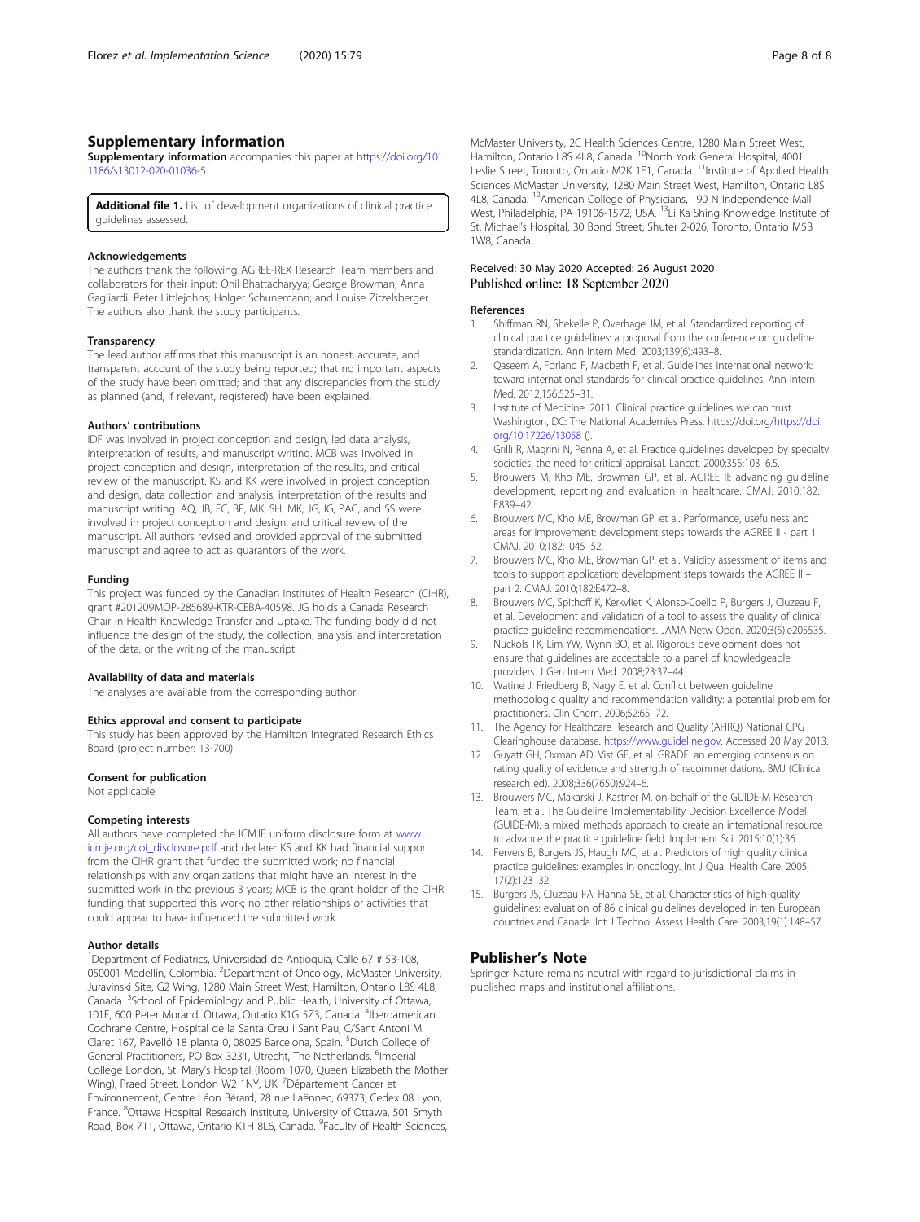## Supplementary information

**Supplementary information** accompanies this paper at https://doi.org/10.1186/s13012-020-01036-5.

**Additional file 1.** List of development organizations of clinical practice guidelines assessed.

### Acknowledgements

The authors thank the following AGREE-REX Research Team members and collaborators for their input: Onil Bhattacharyya; George Browman; Anna Gagliardi; Peter Littlejohns; Holger Schunemann; and Louise Zitzelsberger. The authors also thank the study participants.

### Transparency

The lead author affirms that this manuscript is an honest, accurate, and transparent account of the study being reported; that no important aspects of the study have been omitted; and that any discrepancies from the study as planned (and, if relevant, registered) have been explained.

### Authors' contributions

IDF was involved in project conception and design, led data analysis, interpretation of results, and manuscript writing. MCB was involved in project conception and design, interpretation of the results, and critical review of the manuscript. KS and KK were involved in project conception and design, data collection and analysis, interpretation of the results and manuscript writing. AQ, JB, FC, BF, MK, SH, MK, JG, IG, PAC, and SS were involved in project conception and design, and critical review of the manuscript. All authors revised and provided approval of the submitted manuscript and agree to act as guarantors of the work.

### Funding

This project was funded by the Canadian Institutes of Health Research (CIHR), grant #201209MOP-285689-KTR-CEBA-40598. JG holds a Canada Research Chair in Health Knowledge Transfer and Uptake. The funding body did not influence the design of the study, the collection, analysis, and interpretation of the data, or the writing of the manuscript.

### Availability of data and materials

The analyses are available from the corresponding author.

### Ethics approval and consent to participate

This study has been approved by the Hamilton Integrated Research Ethics Board (project number: 13-700).

### Consent for publication

Not applicable

### Competing interests

All authors have completed the ICMJE uniform disclosure form at www.icmje.org/coi_disclosure.pdf and declare: KS and KK had financial support from the CIHR grant that funded the submitted work; no financial relationships with any organizations that might have an interest in the submitted work in the previous 3 years; MCB is the grant holder of the CIHR funding that supported this work; no other relationships or activities that could appear to have influenced the submitted work.

### Author details

[1]Department of Pediatrics, Universidad de Antioquia, Calle 67 # 53-108, 050001 Medellin, Colombia. [2]Department of Oncology, McMaster University, Juravinski Site, G2 Wing, 1280 Main Street West, Hamilton, Ontario L8S 4L8, Canada. [3]School of Epidemiology and Public Health, University of Ottawa, 101F, 600 Peter Morand, Ottawa, Ontario K1G 5Z3, Canada. [4]Iberoamerican Cochrane Centre, Hospital de la Santa Creu i Sant Pau, C/Sant Antoni M. Claret 167, Pavelló 18 planta 0, 08025 Barcelona, Spain. [5]Dutch College of General Practitioners, PO Box 3231, Utrecht, The Netherlands. [6]Imperial College London, St. Mary's Hospital (Room 1070, Queen Elizabeth the Mother Wing), Praed Street, London W2 1NY, UK. [7]Département Cancer et Environnement, Centre Léon Bérard, 28 rue Laënnec, 69373, Cedex 08 Lyon, France. [8]Ottawa Hospital Research Institute, University of Ottawa, 501 Smyth Road, Box 711, Ottawa, Ontario K1H 8L6, Canada. [9]Faculty of Health Sciences, McMaster University, 2C Health Sciences Centre, 1280 Main Street West, Hamilton, Ontario L8S 4L8, Canada. [10]North York General Hospital, 4001 Leslie Street, Toronto, Ontario M2K 1E1, Canada. [11]Institute of Applied Health Sciences McMaster University, 1280 Main Street West, Hamilton, Ontario L8S 4L8, Canada. [12]American College of Physicians, 190 N Independence Mall West, Philadelphia, PA 19106-1572, USA. [13]Li Ka Shing Knowledge Institute of St. Michael's Hospital, 30 Bond Street, Shuter 2-026, Toronto, Ontario M5B 1W8, Canada.

Received: 30 May 2020 Accepted: 26 August 2020
Published online: 18 September 2020

### References

1. Shiffman RN, Shekelle P, Overhage JM, et al. Standardized reporting of clinical practice guidelines: a proposal from the conference on guideline standardization. Ann Intern Med. 2003;139(6):493–8.
2. Qaseem A, Forland F, Macbeth F, et al. Guidelines international network: toward international standards for clinical practice guidelines. Ann Intern Med. 2012;156:525–31.
3. Institute of Medicine. 2011. Clinical practice guidelines we can trust. Washington, DC: The National Academies Press. https://doi.org/https://doi.org/10.17226/13058 ().
4. Grilli R, Magrini N, Penna A, et al. Practice guidelines developed by specialty societies: the need for critical appraisal. Lancet. 2000;355:103–6.5.
5. Brouwers M, Kho ME, Browman GP, et al. AGREE II: advancing guideline development, reporting and evaluation in healthcare. CMAJ. 2010;182:E839–42.
6. Brouwers MC, Kho ME, Browman GP, et al. Performance, usefulness and areas for improvement: development steps towards the AGREE II - part 1. CMAJ. 2010;182:1045–52.
7. Brouwers MC, Kho ME, Browman GP, et al. Validity assessment of items and tools to support application: development steps towards the AGREE II – part 2. CMAJ. 2010;182:E472–8.
8. Brouwers MC, Spithoff K, Kerkvliet K, Alonso-Coello P, Burgers J, Cluzeau F, et al. Development and validation of a tool to assess the quality of clinical practice guideline recommendations. JAMA Netw Open. 2020;3(5):e205535.
9. Nuckols TK, Lim YW, Wynn BO, et al. Rigorous development does not ensure that guidelines are acceptable to a panel of knowledgeable providers. J Gen Intern Med. 2008;23:37–44.
10. Watine J, Friedberg B, Nagy E, et al. Conflict between guideline methodologic quality and recommendation validity: a potential problem for practitioners. Clin Chem. 2006;52:65–72.
11. The Agency for Healthcare Research and Quality (AHRQ) National CPG Clearinghouse database. https://www.guideline.gov. Accessed 20 May 2013.
12. Guyatt GH, Oxman AD, Vist GE, et al. GRADE: an emerging consensus on rating quality of evidence and strength of recommendations. BMJ (Clinical research ed). 2008;336(7650):924–6.
13. Brouwers MC, Makarski J, Kastner M, on behalf of the GUIDE-M Research Team, et al. The Guideline Implementability Decision Excellence Model (GUIDE-M): a mixed methods approach to create an international resource to advance the practice guideline field. Implement Sci. 2015;10(1):36.
14. Fervers B, Burgers JS, Haugh MC, et al. Predictors of high quality clinical practice guidelines: examples in oncology. Int J Qual Health Care. 2005;17(2):123–32.
15. Burgers JS, Cluzeau FA, Hanna SE, et al. Characteristics of high-quality guidelines: evaluation of 86 clinical guidelines developed in ten European countries and Canada. Int J Technol Assess Health Care. 2003;19(1):148–57.

## Publisher's Note

Springer Nature remains neutral with regard to jurisdictional claims in published maps and institutional affiliations.